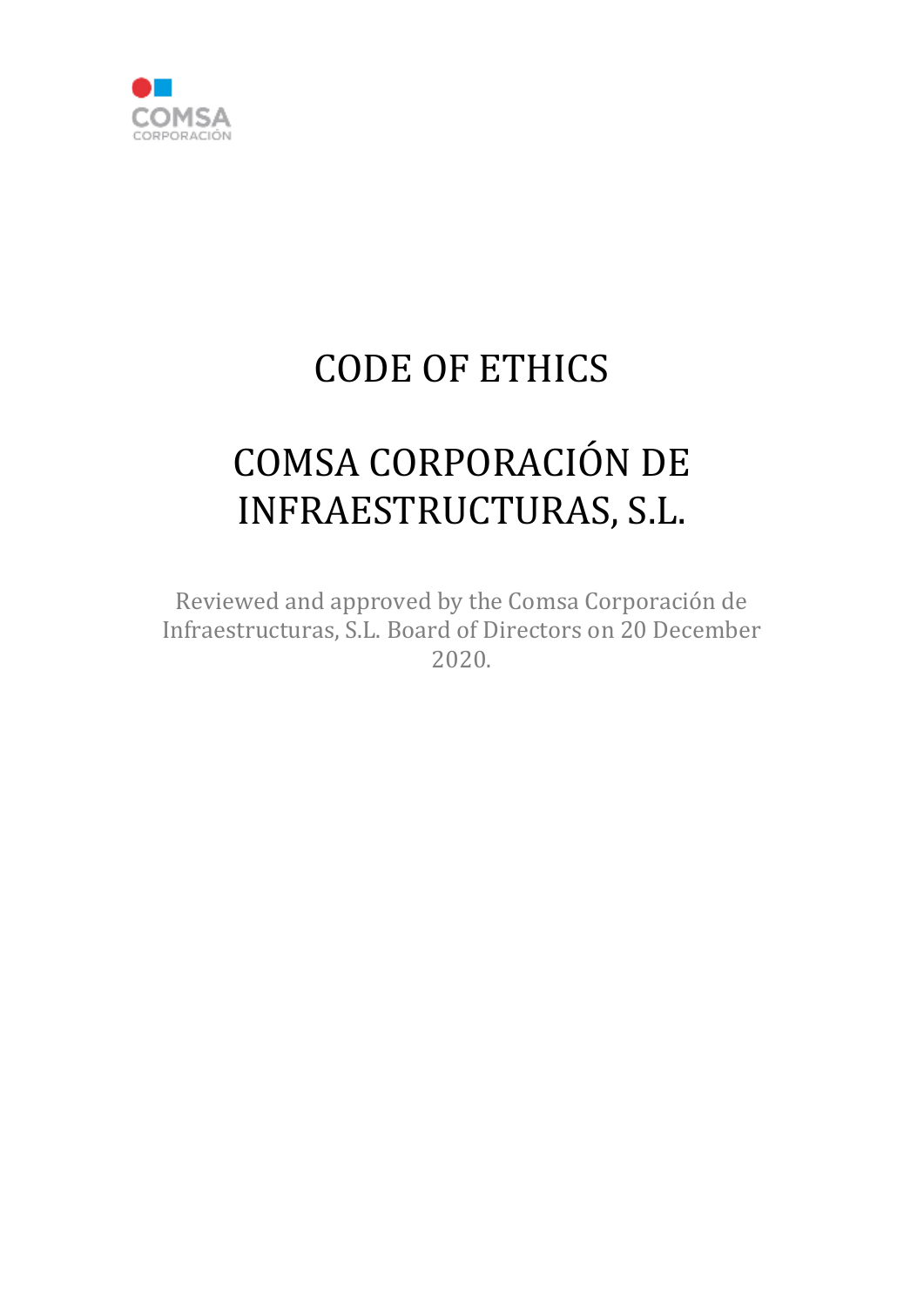COMSA
CORPORACIÓN

# CODE OF ETHICS

# COMSA CORPORACIÓN DE INFRAESTRUCTURAS, S.L.

Reviewed and approved by the Comsa Corporación de Infraestructuras, S.L. Board of Directors on 20 December 2020.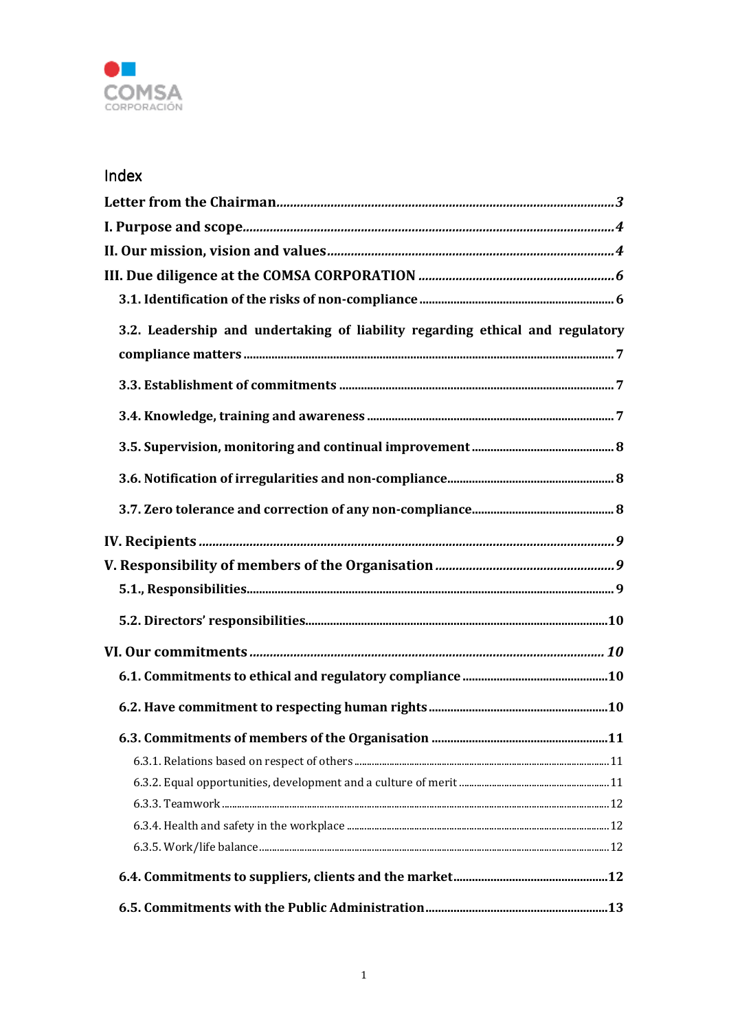## Index

**Letter from the Chairman**..................................................................................................*3*

**I. Purpose and scope**..............................................................................................................*4*

**II. Our mission, vision and values**........................................................................................*4*

**III. Due diligence at the COMSA CORPORATION** ..............................................................*6*

**3.1. Identification of the risks of non-compliance** ............................................................... 6

**3.2. Leadership and undertaking of liability regarding ethical and regulatory compliance matters** ............................................................................................................. 7

**3.3. Establishment of commitments** ....................................................................................... 7

**3.4. Knowledge, training and awareness** ............................................................................... 7

**3.5. Supervision, monitoring and continual improvement** .............................................. 8

**3.6. Notification of irregularities and non-compliance**..................................................... 8

**3.7. Zero tolerance and correction of any non-compliance**.............................................. 8

**IV. Recipients** .........................................................................................................................*9*

**V. Responsibility of members of the Organisation** ...........................................................*9*

**5.1., Responsibilities**.................................................................................................................. 9

**5.2. Directors' responsibilities**.............................................................................................10

**VI. Our commitments** ......................................................................................................... *10*

**6.1. Commitments to ethical and regulatory compliance** ...............................................10

**6.2. Have commitment to respecting human rights** .........................................................10

**6.3. Commitments of members of the Organisation** ........................................................11

6.3.1. Relations based on respect of others .......................................................................11

6.3.2. Equal opportunities, development and a culture of merit ..........................................11

6.3.3. Teamwork .................................................................................................................12

6.3.4. Health and safety in the workplace ...........................................................................12

6.3.5. Work/life balance ......................................................................................................12

**6.4. Commitments to suppliers, clients and the market**..................................................12

**6.5. Commitments with the Public Administration**...........................................................13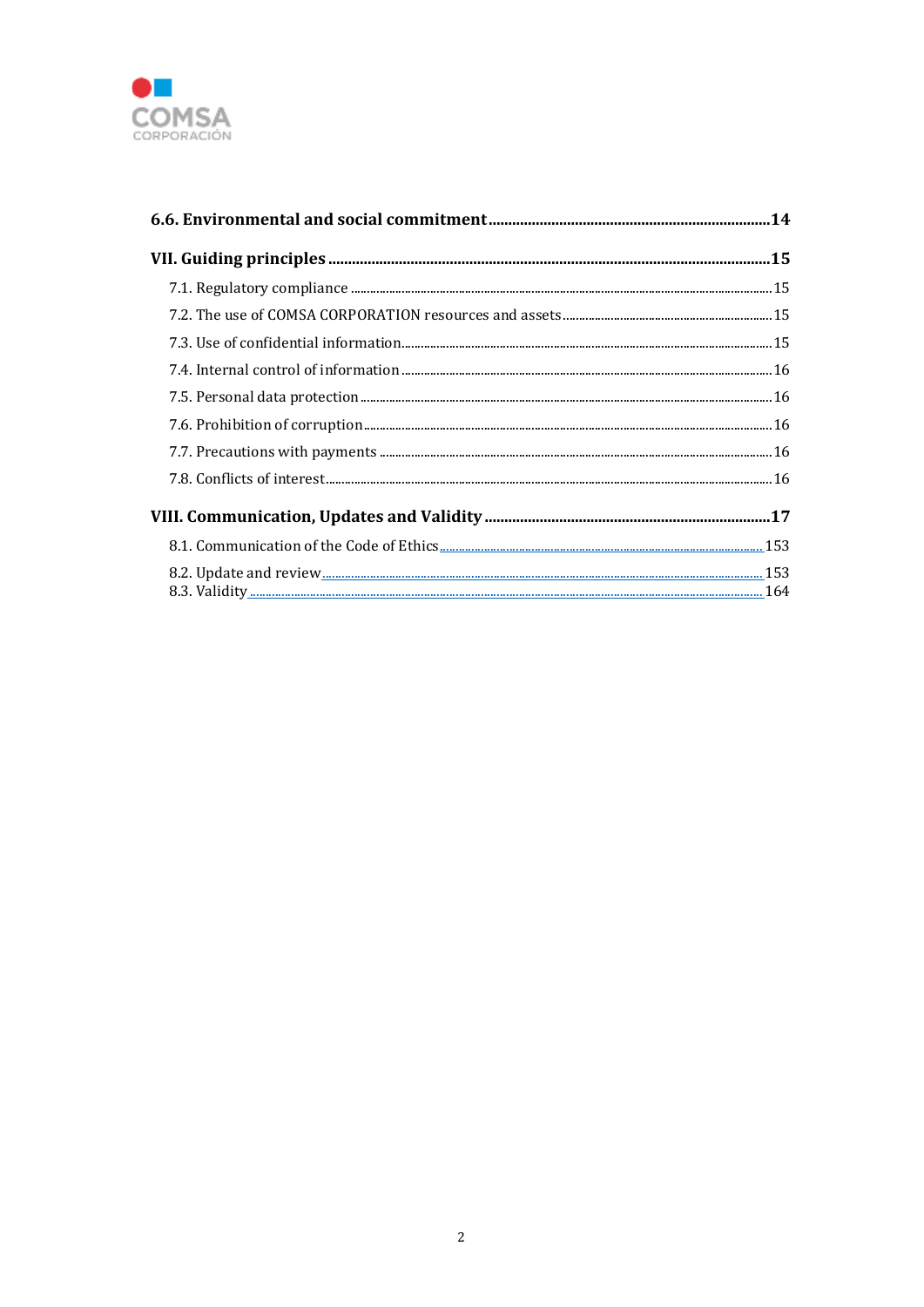**6.6. Environmental and social commitment........................................................................14**

**VII. Guiding principles ..............................................................................................................15**

7.1. Regulatory compliance ..................................................................................................................15

7.2. The use of COMSA CORPORATION resources and assets.................................................................15

7.3. Use of confidential information........................................................................................................15

7.4. Internal control of information .........................................................................................................16

7.5. Personal data protection ..................................................................................................................16

7.6. Prohibition of corruption..................................................................................................................16

7.7. Precautions with payments ..............................................................................................................16

7.8. Conflicts of interest...........................................................................................................................16

**VIII. Communication, Updates and Validity .........................................................................17**

8.1. Communication of the Code of Ethics ...................................................................................... 153

8.2. Update and review.......................................................................................................................... 153

8.3. Validity ............................................................................................................................................. 164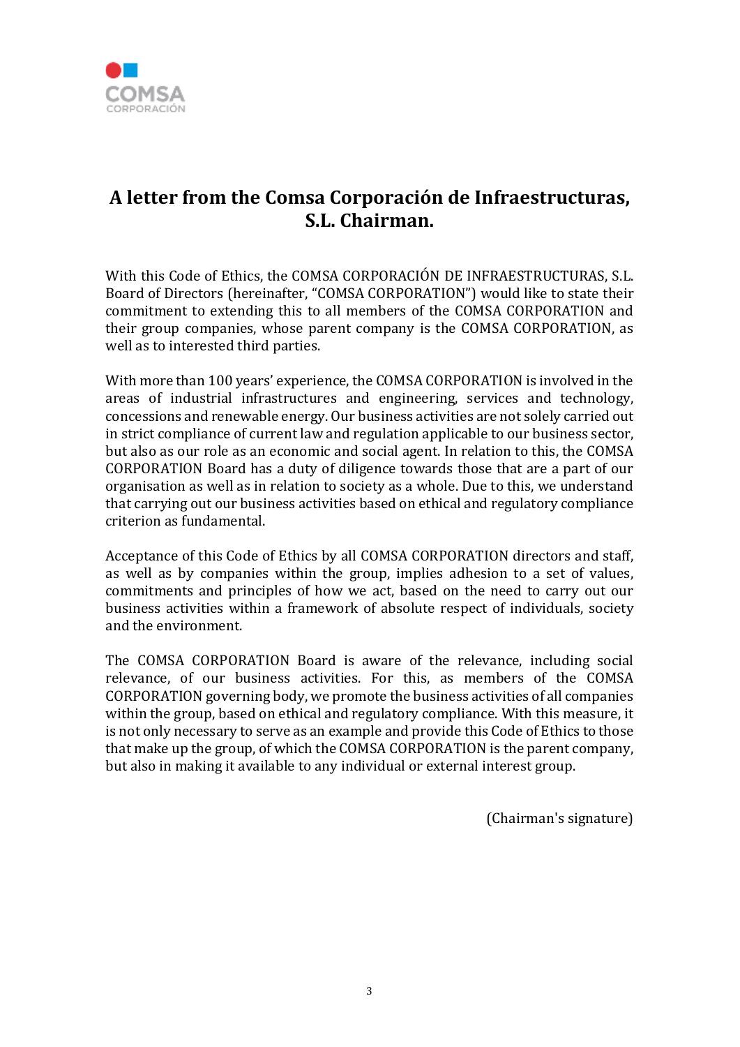# A letter from the Comsa Corporación de Infraestructuras, S.L. Chairman.

With this Code of Ethics, the COMSA CORPORACIÓN DE INFRAESTRUCTURAS, S.L. Board of Directors (hereinafter, "COMSA CORPORATION") would like to state their commitment to extending this to all members of the COMSA CORPORATION and their group companies, whose parent company is the COMSA CORPORATION, as well as to interested third parties.

With more than 100 years' experience, the COMSA CORPORATION is involved in the areas of industrial infrastructures and engineering, services and technology, concessions and renewable energy. Our business activities are not solely carried out in strict compliance of current law and regulation applicable to our business sector, but also as our role as an economic and social agent. In relation to this, the COMSA CORPORATION Board has a duty of diligence towards those that are a part of our organisation as well as in relation to society as a whole. Due to this, we understand that carrying out our business activities based on ethical and regulatory compliance criterion as fundamental.

Acceptance of this Code of Ethics by all COMSA CORPORATION directors and staff, as well as by companies within the group, implies adhesion to a set of values, commitments and principles of how we act, based on the need to carry out our business activities within a framework of absolute respect of individuals, society and the environment.

The COMSA CORPORATION Board is aware of the relevance, including social relevance, of our business activities. For this, as members of the COMSA CORPORATION governing body, we promote the business activities of all companies within the group, based on ethical and regulatory compliance. With this measure, it is not only necessary to serve as an example and provide this Code of Ethics to those that make up the group, of which the COMSA CORPORATION is the parent company, but also in making it available to any individual or external interest group.

(Chairman's signature)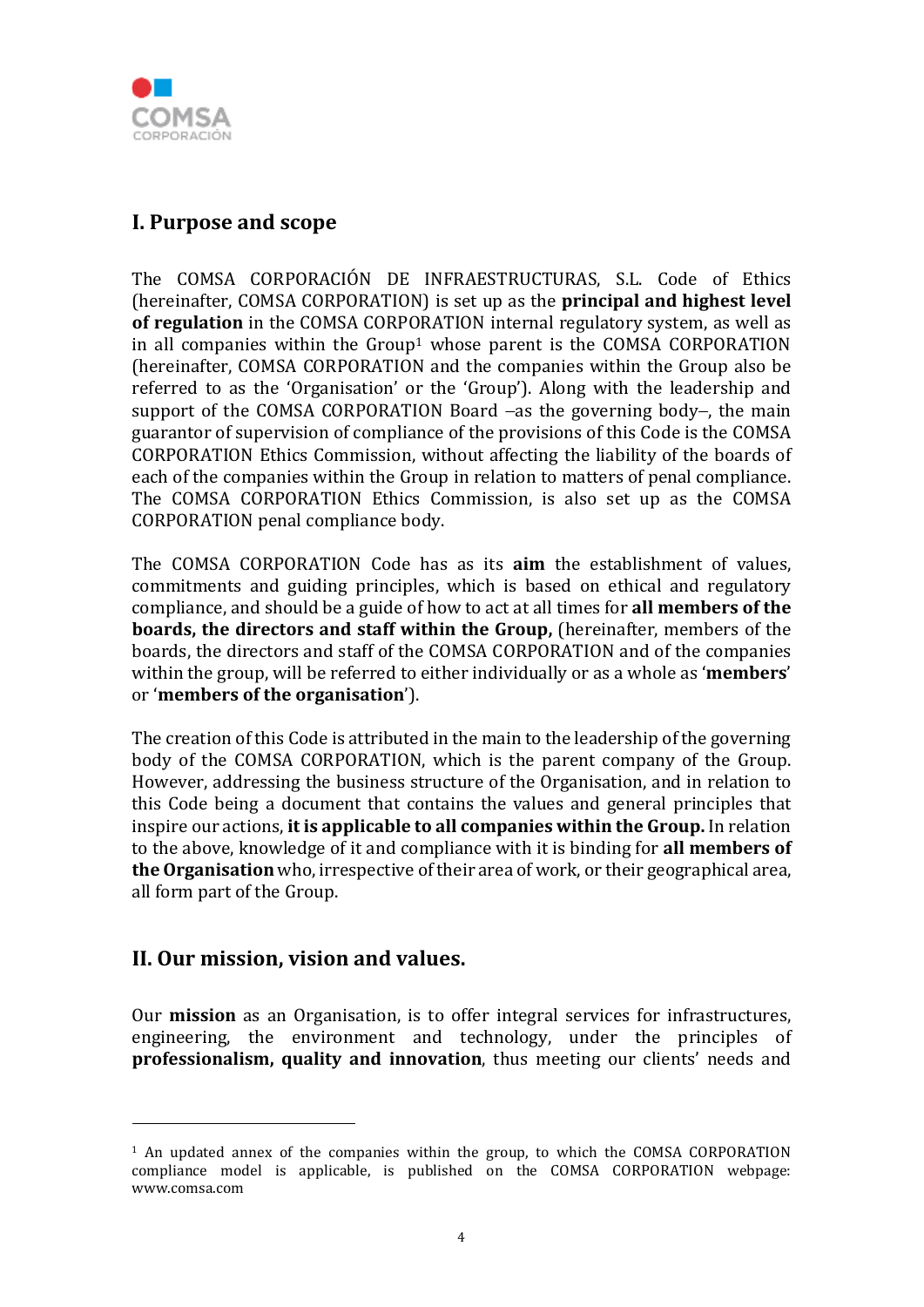## I. Purpose and scope

The COMSA CORPORACIÓN DE INFRAESTRUCTURAS, S.L. Code of Ethics (hereinafter, COMSA CORPORATION) is set up as the **principal and highest level of regulation** in the COMSA CORPORATION internal regulatory system, as well as in all companies within the Group[1] whose parent is the COMSA CORPORATION (hereinafter, COMSA CORPORATION and the companies within the Group also be referred to as the 'Organisation' or the 'Group'). Along with the leadership and support of the COMSA CORPORATION Board –as the governing body–, the main guarantor of supervision of compliance of the provisions of this Code is the COMSA CORPORATION Ethics Commission, without affecting the liability of the boards of each of the companies within the Group in relation to matters of penal compliance. The COMSA CORPORATION Ethics Commission, is also set up as the COMSA CORPORATION penal compliance body.

The COMSA CORPORATION Code has as its **aim** the establishment of values, commitments and guiding principles, which is based on ethical and regulatory compliance, and should be a guide of how to act at all times for **all members of the boards, the directors and staff within the Group,** (hereinafter, members of the boards, the directors and staff of the COMSA CORPORATION and of the companies within the group, will be referred to either individually or as a whole as '**members**' or '**members of the organisation**').

The creation of this Code is attributed in the main to the leadership of the governing body of the COMSA CORPORATION, which is the parent company of the Group. However, addressing the business structure of the Organisation, and in relation to this Code being a document that contains the values and general principles that inspire our actions, **it is applicable to all companies within the Group.** In relation to the above, knowledge of it and compliance with it is binding for **all members of the Organisation** who, irrespective of their area of work, or their geographical area, all form part of the Group.

## II. Our mission, vision and values.

Our **mission** as an Organisation, is to offer integral services for infrastructures, engineering, the environment and technology, under the principles of **professionalism, quality and innovation**, thus meeting our clients' needs and

---

[1] An updated annex of the companies within the group, to which the COMSA CORPORATION compliance model is applicable, is published on the COMSA CORPORATION webpage: www.comsa.com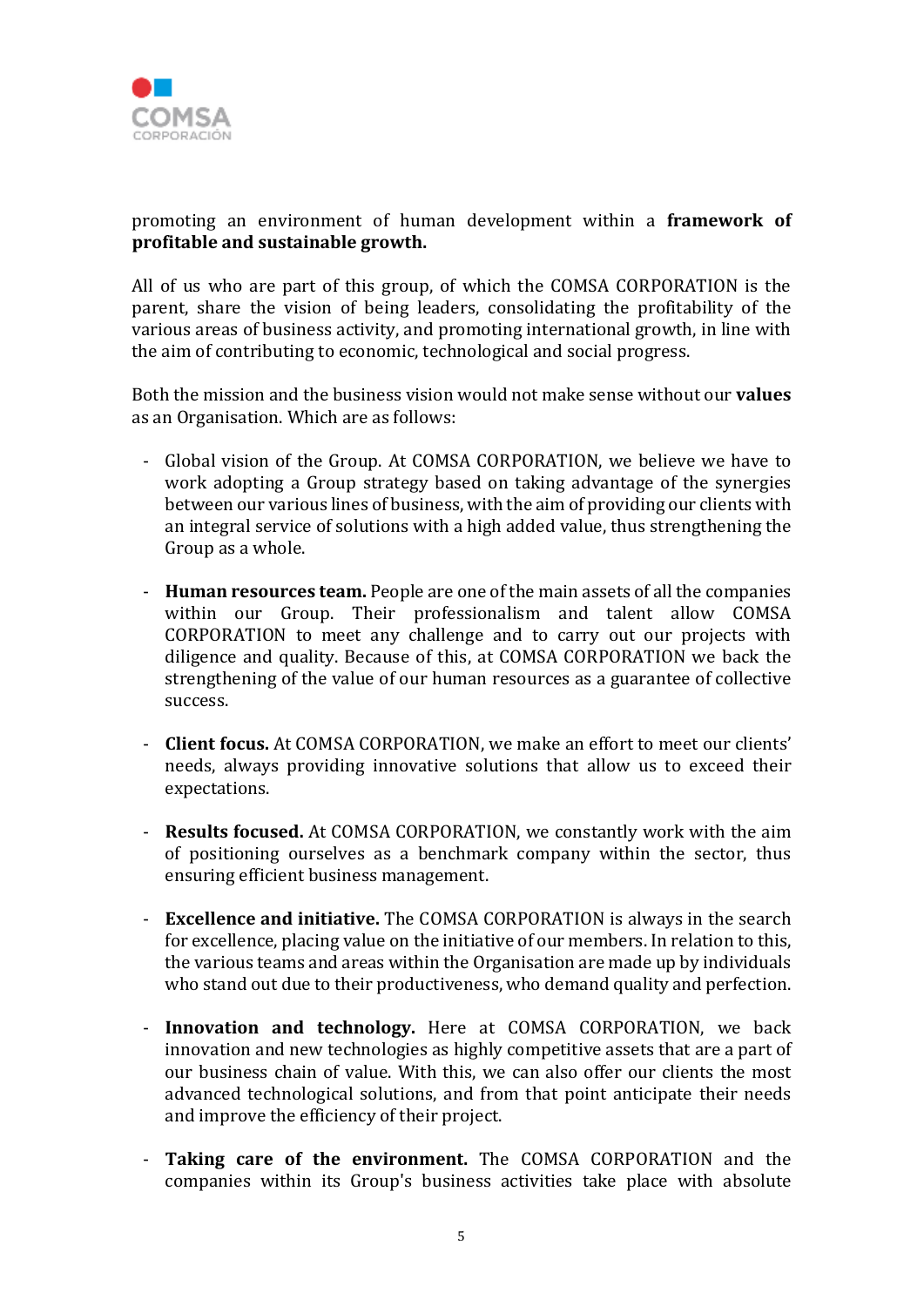promoting an environment of human development within a **framework of profitable and sustainable growth.**

All of us who are part of this group, of which the COMSA CORPORATION is the parent, share the vision of being leaders, consolidating the profitability of the various areas of business activity, and promoting international growth, in line with the aim of contributing to economic, technological and social progress.

Both the mission and the business vision would not make sense without our **values** as an Organisation. Which are as follows:

- Global vision of the Group. At COMSA CORPORATION, we believe we have to work adopting a Group strategy based on taking advantage of the synergies between our various lines of business, with the aim of providing our clients with an integral service of solutions with a high added value, thus strengthening the Group as a whole.

- **Human resources team.** People are one of the main assets of all the companies within our Group. Their professionalism and talent allow COMSA CORPORATION to meet any challenge and to carry out our projects with diligence and quality. Because of this, at COMSA CORPORATION we back the strengthening of the value of our human resources as a guarantee of collective success.

- **Client focus.** At COMSA CORPORATION, we make an effort to meet our clients' needs, always providing innovative solutions that allow us to exceed their expectations.

- **Results focused.** At COMSA CORPORATION, we constantly work with the aim of positioning ourselves as a benchmark company within the sector, thus ensuring efficient business management.

- **Excellence and initiative.** The COMSA CORPORATION is always in the search for excellence, placing value on the initiative of our members. In relation to this, the various teams and areas within the Organisation are made up by individuals who stand out due to their productiveness, who demand quality and perfection.

- **Innovation and technology.** Here at COMSA CORPORATION, we back innovation and new technologies as highly competitive assets that are a part of our business chain of value. With this, we can also offer our clients the most advanced technological solutions, and from that point anticipate their needs and improve the efficiency of their project.

- **Taking care of the environment.** The COMSA CORPORATION and the companies within its Group's business activities take place with absolute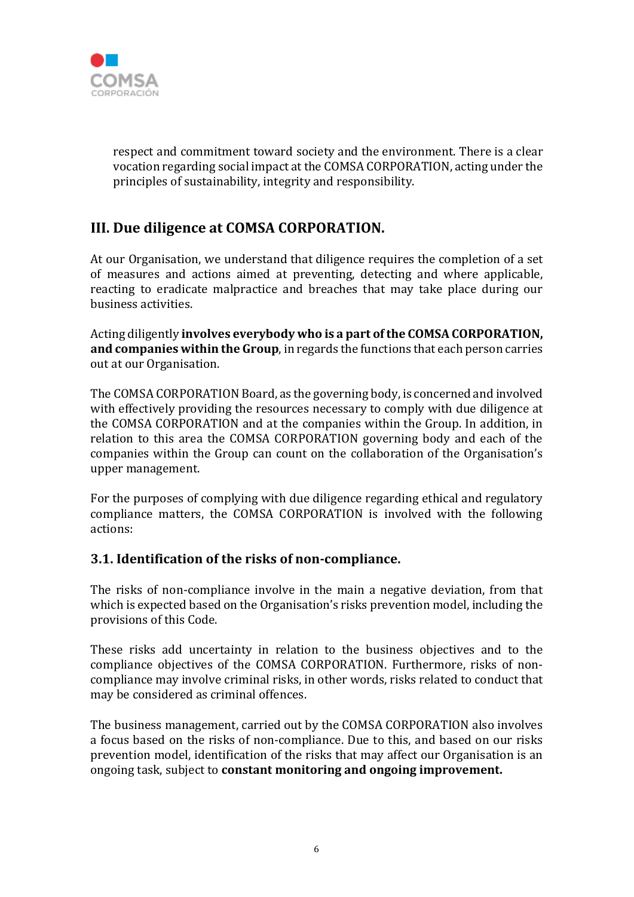respect and commitment toward society and the environment. There is a clear vocation regarding social impact at the COMSA CORPORATION, acting under the principles of sustainability, integrity and responsibility.

## III. Due diligence at COMSA CORPORATION.

At our Organisation, we understand that diligence requires the completion of a set of measures and actions aimed at preventing, detecting and where applicable, reacting to eradicate malpractice and breaches that may take place during our business activities.

Acting diligently **involves everybody who is a part of the COMSA CORPORATION, and companies within the Group**, in regards the functions that each person carries out at our Organisation.

The COMSA CORPORATION Board, as the governing body, is concerned and involved with effectively providing the resources necessary to comply with due diligence at the COMSA CORPORATION and at the companies within the Group. In addition, in relation to this area the COMSA CORPORATION governing body and each of the companies within the Group can count on the collaboration of the Organisation's upper management.

For the purposes of complying with due diligence regarding ethical and regulatory compliance matters, the COMSA CORPORATION is involved with the following actions:

### 3.1. Identification of the risks of non-compliance.

The risks of non-compliance involve in the main a negative deviation, from that which is expected based on the Organisation's risks prevention model, including the provisions of this Code.

These risks add uncertainty in relation to the business objectives and to the compliance objectives of the COMSA CORPORATION. Furthermore, risks of non-compliance may involve criminal risks, in other words, risks related to conduct that may be considered as criminal offences.

The business management, carried out by the COMSA CORPORATION also involves a focus based on the risks of non-compliance. Due to this, and based on our risks prevention model, identification of the risks that may affect our Organisation is an ongoing task, subject to **constant monitoring and ongoing improvement.**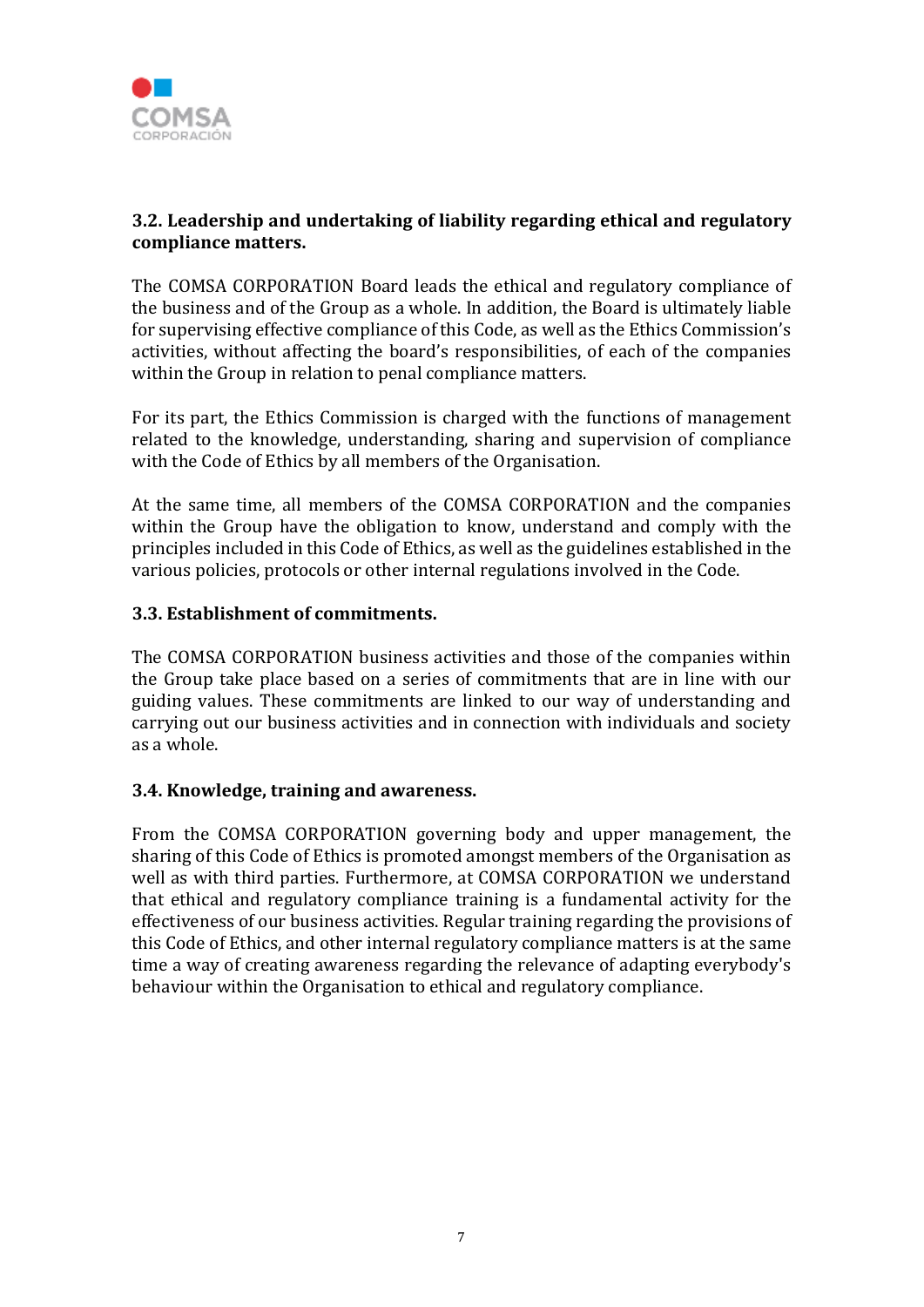### 3.2. Leadership and undertaking of liability regarding ethical and regulatory compliance matters.

The COMSA CORPORATION Board leads the ethical and regulatory compliance of the business and of the Group as a whole. In addition, the Board is ultimately liable for supervising effective compliance of this Code, as well as the Ethics Commission's activities, without affecting the board's responsibilities, of each of the companies within the Group in relation to penal compliance matters.

For its part, the Ethics Commission is charged with the functions of management related to the knowledge, understanding, sharing and supervision of compliance with the Code of Ethics by all members of the Organisation.

At the same time, all members of the COMSA CORPORATION and the companies within the Group have the obligation to know, understand and comply with the principles included in this Code of Ethics, as well as the guidelines established in the various policies, protocols or other internal regulations involved in the Code.

### 3.3. Establishment of commitments.

The COMSA CORPORATION business activities and those of the companies within the Group take place based on a series of commitments that are in line with our guiding values. These commitments are linked to our way of understanding and carrying out our business activities and in connection with individuals and society as a whole.

### 3.4. Knowledge, training and awareness.

From the COMSA CORPORATION governing body and upper management, the sharing of this Code of Ethics is promoted amongst members of the Organisation as well as with third parties. Furthermore, at COMSA CORPORATION we understand that ethical and regulatory compliance training is a fundamental activity for the effectiveness of our business activities. Regular training regarding the provisions of this Code of Ethics, and other internal regulatory compliance matters is at the same time a way of creating awareness regarding the relevance of adapting everybody's behaviour within the Organisation to ethical and regulatory compliance.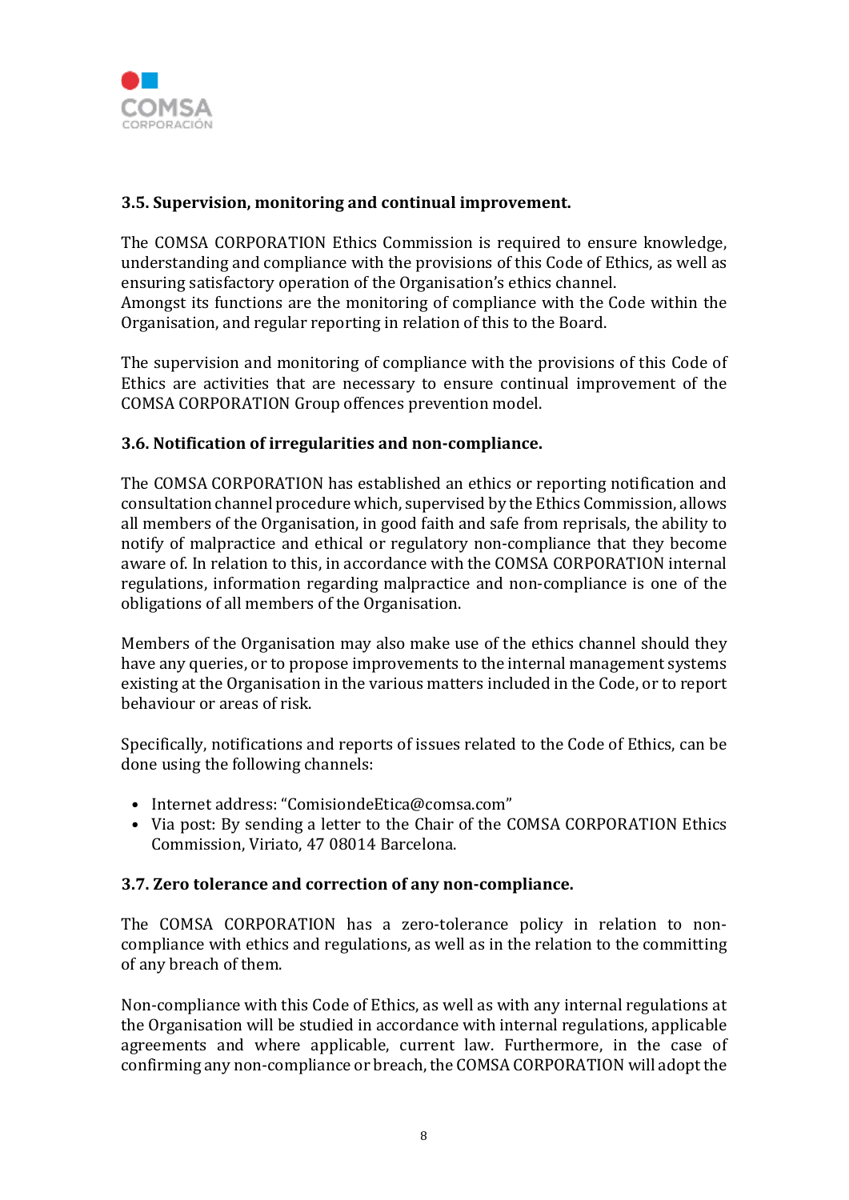### 3.5. Supervision, monitoring and continual improvement.

The COMSA CORPORATION Ethics Commission is required to ensure knowledge, understanding and compliance with the provisions of this Code of Ethics, as well as ensuring satisfactory operation of the Organisation's ethics channel.
Amongst its functions are the monitoring of compliance with the Code within the Organisation, and regular reporting in relation of this to the Board.

The supervision and monitoring of compliance with the provisions of this Code of Ethics are activities that are necessary to ensure continual improvement of the COMSA CORPORATION Group offences prevention model.

### 3.6. Notification of irregularities and non-compliance.

The COMSA CORPORATION has established an ethics or reporting notification and consultation channel procedure which, supervised by the Ethics Commission, allows all members of the Organisation, in good faith and safe from reprisals, the ability to notify of malpractice and ethical or regulatory non-compliance that they become aware of. In relation to this, in accordance with the COMSA CORPORATION internal regulations, information regarding malpractice and non-compliance is one of the obligations of all members of the Organisation.

Members of the Organisation may also make use of the ethics channel should they have any queries, or to propose improvements to the internal management systems existing at the Organisation in the various matters included in the Code, or to report behaviour or areas of risk.

Specifically, notifications and reports of issues related to the Code of Ethics, can be done using the following channels:

- Internet address: "ComisiondeEtica@comsa.com"
- Via post: By sending a letter to the Chair of the COMSA CORPORATION Ethics Commission, Viriato, 47 08014 Barcelona.

### 3.7. Zero tolerance and correction of any non-compliance.

The COMSA CORPORATION has a zero-tolerance policy in relation to non-compliance with ethics and regulations, as well as in the relation to the committing of any breach of them.

Non-compliance with this Code of Ethics, as well as with any internal regulations at the Organisation will be studied in accordance with internal regulations, applicable agreements and where applicable, current law. Furthermore, in the case of confirming any non-compliance or breach, the COMSA CORPORATION will adopt the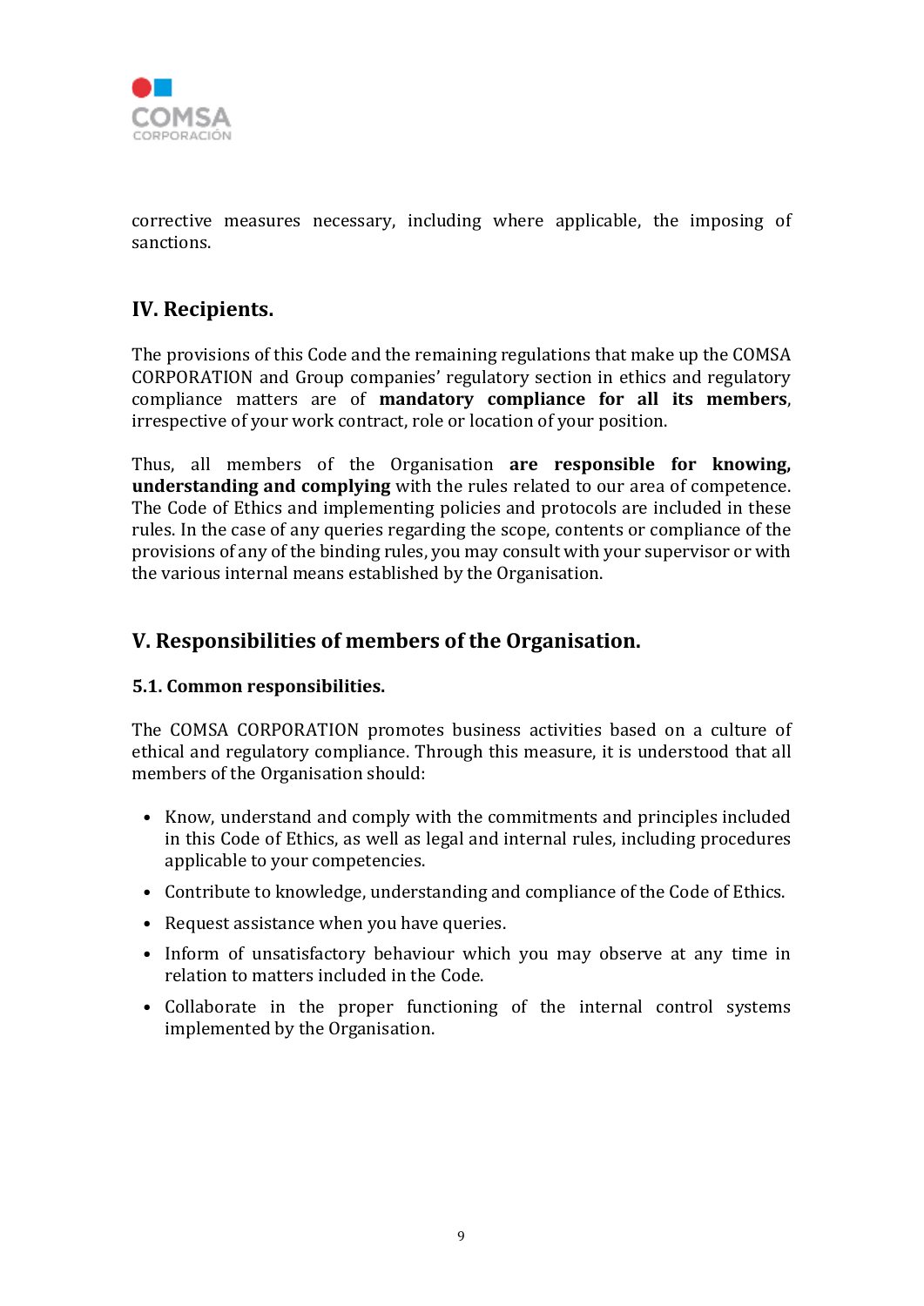corrective measures necessary, including where applicable, the imposing of sanctions.

## IV. Recipients.

The provisions of this Code and the remaining regulations that make up the COMSA CORPORATION and Group companies' regulatory section in ethics and regulatory compliance matters are of **mandatory compliance for all its members**, irrespective of your work contract, role or location of your position.

Thus, all members of the Organisation **are responsible for knowing, understanding and complying** with the rules related to our area of competence. The Code of Ethics and implementing policies and protocols are included in these rules. In the case of any queries regarding the scope, contents or compliance of the provisions of any of the binding rules, you may consult with your supervisor or with the various internal means established by the Organisation.

## V. Responsibilities of members of the Organisation.

### 5.1. Common responsibilities.

The COMSA CORPORATION promotes business activities based on a culture of ethical and regulatory compliance. Through this measure, it is understood that all members of the Organisation should:

- Know, understand and comply with the commitments and principles included in this Code of Ethics, as well as legal and internal rules, including procedures applicable to your competencies.
- Contribute to knowledge, understanding and compliance of the Code of Ethics.
- Request assistance when you have queries.
- Inform of unsatisfactory behaviour which you may observe at any time in relation to matters included in the Code.
- Collaborate in the proper functioning of the internal control systems implemented by the Organisation.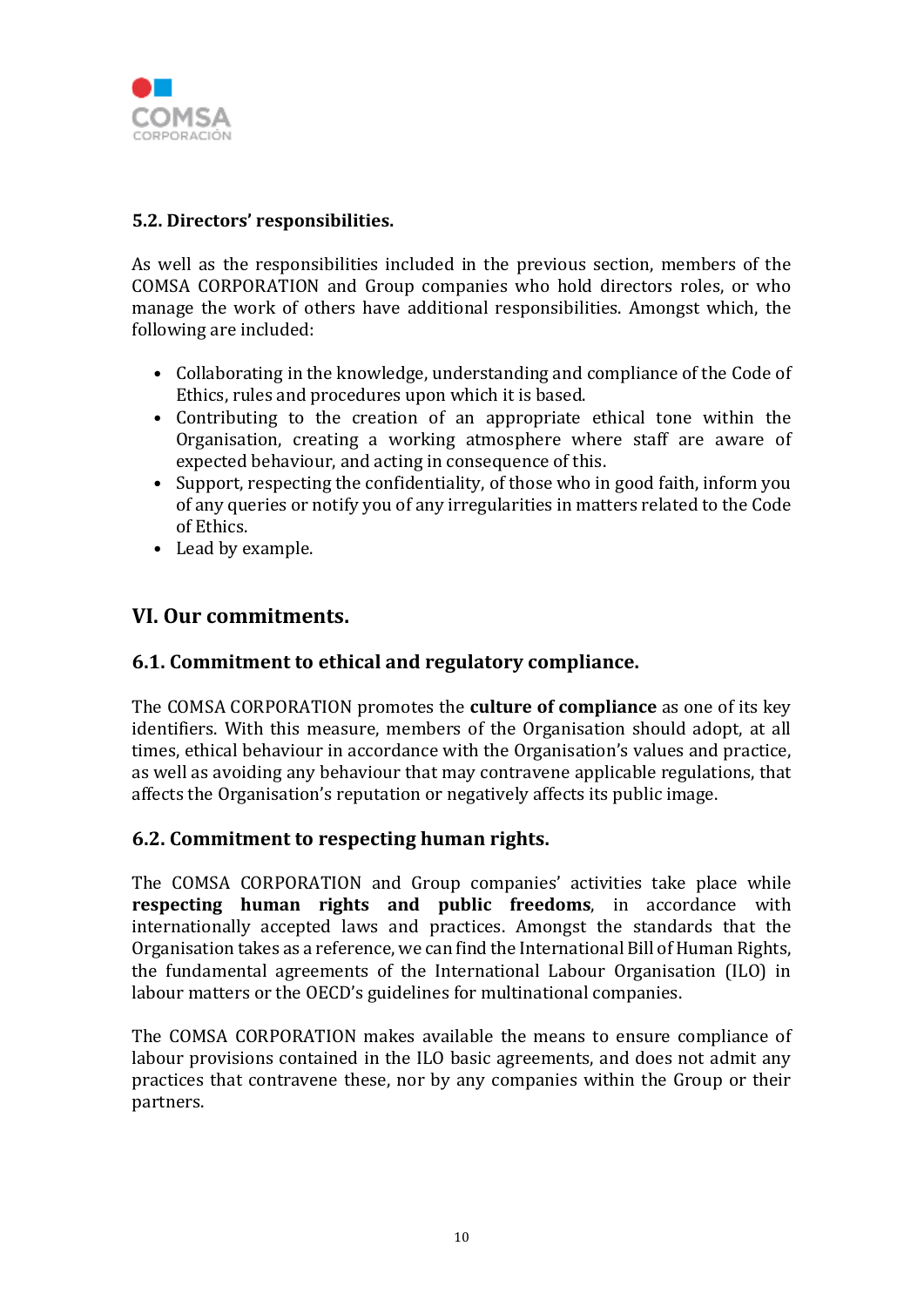### 5.2. Directors' responsibilities.

As well as the responsibilities included in the previous section, members of the COMSA CORPORATION and Group companies who hold directors roles, or who manage the work of others have additional responsibilities. Amongst which, the following are included:

- Collaborating in the knowledge, understanding and compliance of the Code of Ethics, rules and procedures upon which it is based.
- Contributing to the creation of an appropriate ethical tone within the Organisation, creating a working atmosphere where staff are aware of expected behaviour, and acting in consequence of this.
- Support, respecting the confidentiality, of those who in good faith, inform you of any queries or notify you of any irregularities in matters related to the Code of Ethics.
- Lead by example.

## VI. Our commitments.

### 6.1. Commitment to ethical and regulatory compliance.

The COMSA CORPORATION promotes the **culture of compliance** as one of its key identifiers. With this measure, members of the Organisation should adopt, at all times, ethical behaviour in accordance with the Organisation's values and practice, as well as avoiding any behaviour that may contravene applicable regulations, that affects the Organisation's reputation or negatively affects its public image.

### 6.2. Commitment to respecting human rights.

The COMSA CORPORATION and Group companies' activities take place while **respecting human rights and public freedoms**, in accordance with internationally accepted laws and practices. Amongst the standards that the Organisation takes as a reference, we can find the International Bill of Human Rights, the fundamental agreements of the International Labour Organisation (ILO) in labour matters or the OECD's guidelines for multinational companies.

The COMSA CORPORATION makes available the means to ensure compliance of labour provisions contained in the ILO basic agreements, and does not admit any practices that contravene these, nor by any companies within the Group or their partners.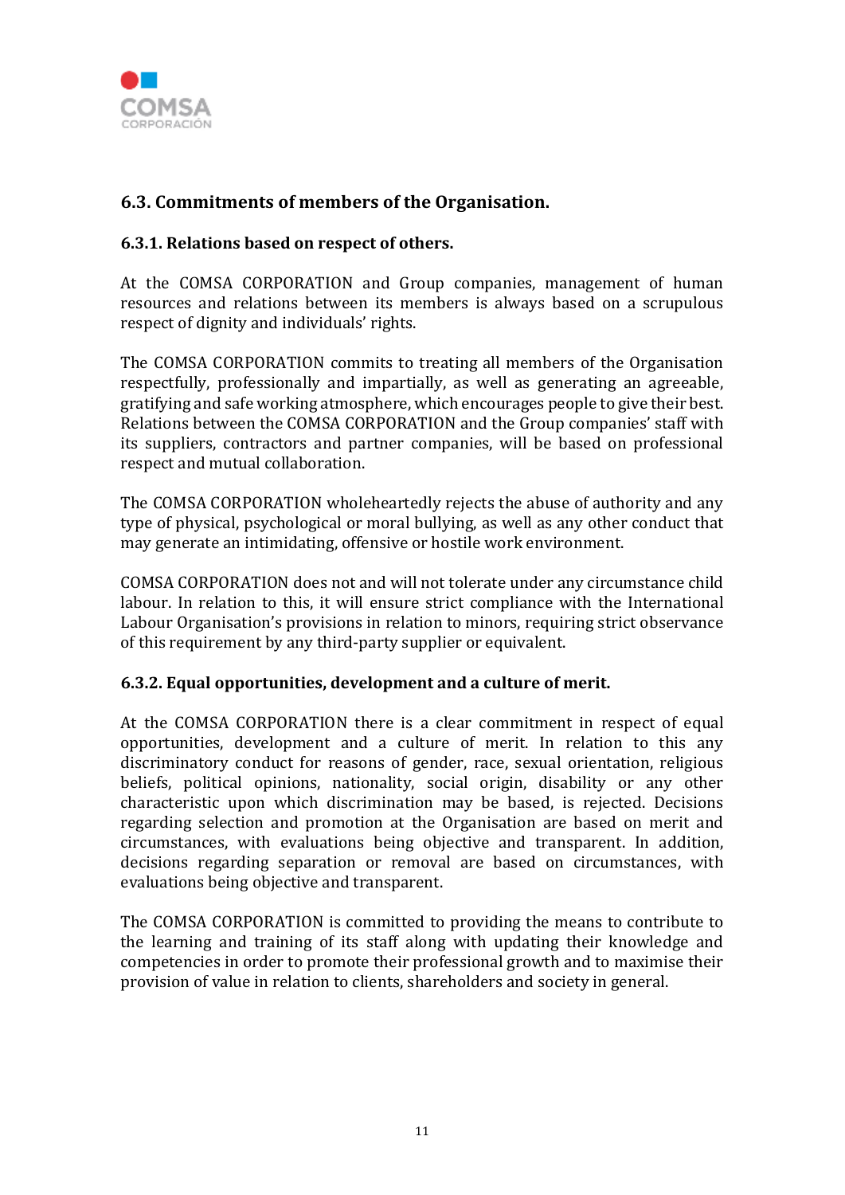## 6.3. Commitments of members of the Organisation.

### 6.3.1. Relations based on respect of others.

At the COMSA CORPORATION and Group companies, management of human resources and relations between its members is always based on a scrupulous respect of dignity and individuals' rights.

The COMSA CORPORATION commits to treating all members of the Organisation respectfully, professionally and impartially, as well as generating an agreeable, gratifying and safe working atmosphere, which encourages people to give their best. Relations between the COMSA CORPORATION and the Group companies' staff with its suppliers, contractors and partner companies, will be based on professional respect and mutual collaboration.

The COMSA CORPORATION wholeheartedly rejects the abuse of authority and any type of physical, psychological or moral bullying, as well as any other conduct that may generate an intimidating, offensive or hostile work environment.

COMSA CORPORATION does not and will not tolerate under any circumstance child labour. In relation to this, it will ensure strict compliance with the International Labour Organisation's provisions in relation to minors, requiring strict observance of this requirement by any third-party supplier or equivalent.

### 6.3.2. Equal opportunities, development and a culture of merit.

At the COMSA CORPORATION there is a clear commitment in respect of equal opportunities, development and a culture of merit. In relation to this any discriminatory conduct for reasons of gender, race, sexual orientation, religious beliefs, political opinions, nationality, social origin, disability or any other characteristic upon which discrimination may be based, is rejected. Decisions regarding selection and promotion at the Organisation are based on merit and circumstances, with evaluations being objective and transparent. In addition, decisions regarding separation or removal are based on circumstances, with evaluations being objective and transparent.

The COMSA CORPORATION is committed to providing the means to contribute to the learning and training of its staff along with updating their knowledge and competencies in order to promote their professional growth and to maximise their provision of value in relation to clients, shareholders and society in general.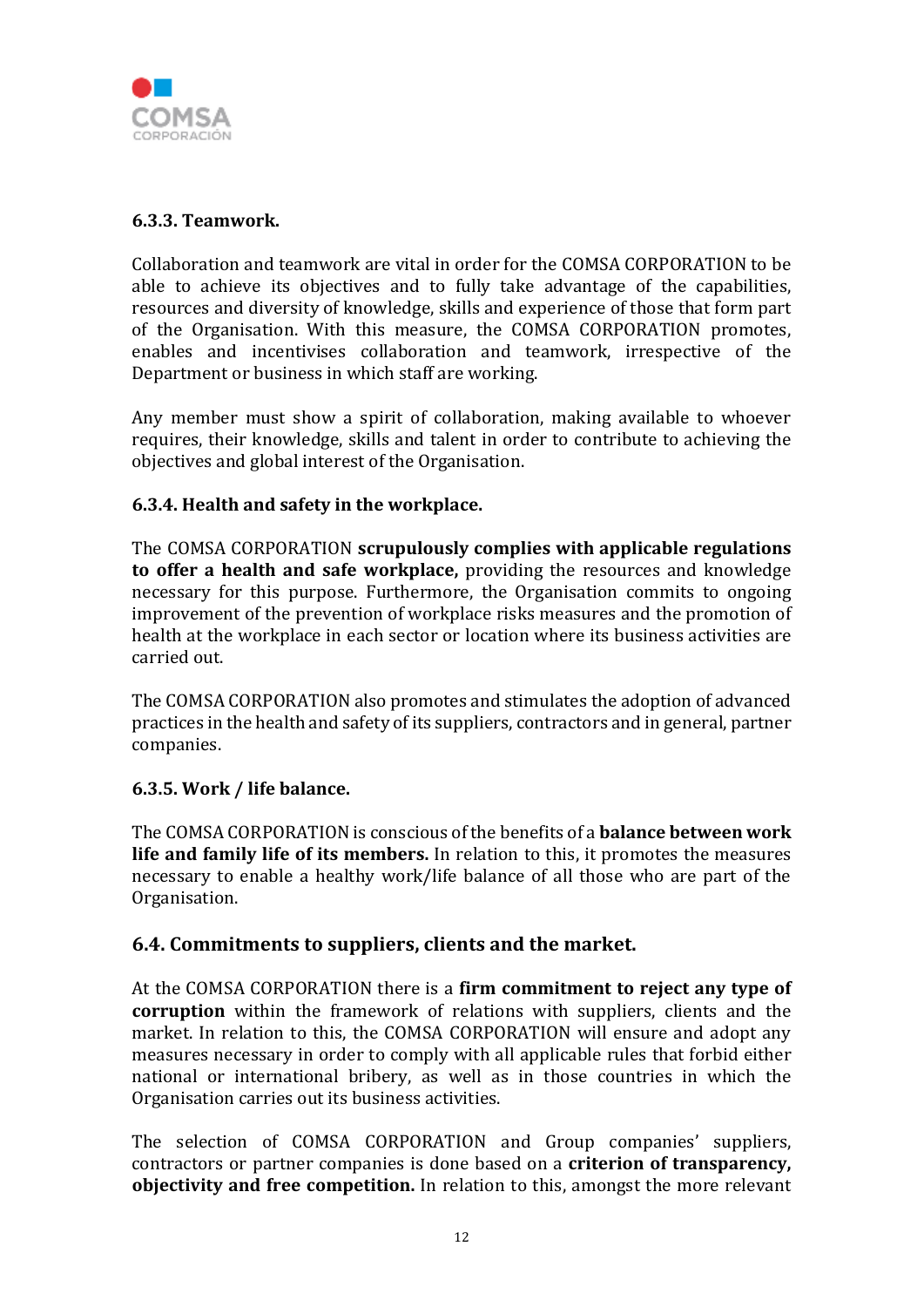#### 6.3.3. Teamwork.

Collaboration and teamwork are vital in order for the COMSA CORPORATION to be able to achieve its objectives and to fully take advantage of the capabilities, resources and diversity of knowledge, skills and experience of those that form part of the Organisation. With this measure, the COMSA CORPORATION promotes, enables and incentivises collaboration and teamwork, irrespective of the Department or business in which staff are working.

Any member must show a spirit of collaboration, making available to whoever requires, their knowledge, skills and talent in order to contribute to achieving the objectives and global interest of the Organisation.

#### 6.3.4. Health and safety in the workplace.

The COMSA CORPORATION **scrupulously complies with applicable regulations to offer a health and safe workplace,** providing the resources and knowledge necessary for this purpose. Furthermore, the Organisation commits to ongoing improvement of the prevention of workplace risks measures and the promotion of health at the workplace in each sector or location where its business activities are carried out.

The COMSA CORPORATION also promotes and stimulates the adoption of advanced practices in the health and safety of its suppliers, contractors and in general, partner companies.

#### 6.3.5. Work / life balance.

The COMSA CORPORATION is conscious of the benefits of a **balance between work life and family life of its members.** In relation to this, it promotes the measures necessary to enable a healthy work/life balance of all those who are part of the Organisation.

### 6.4. Commitments to suppliers, clients and the market.

At the COMSA CORPORATION there is a **firm commitment to reject any type of corruption** within the framework of relations with suppliers, clients and the market. In relation to this, the COMSA CORPORATION will ensure and adopt any measures necessary in order to comply with all applicable rules that forbid either national or international bribery, as well as in those countries in which the Organisation carries out its business activities.

The selection of COMSA CORPORATION and Group companies' suppliers, contractors or partner companies is done based on a **criterion of transparency, objectivity and free competition.** In relation to this, amongst the more relevant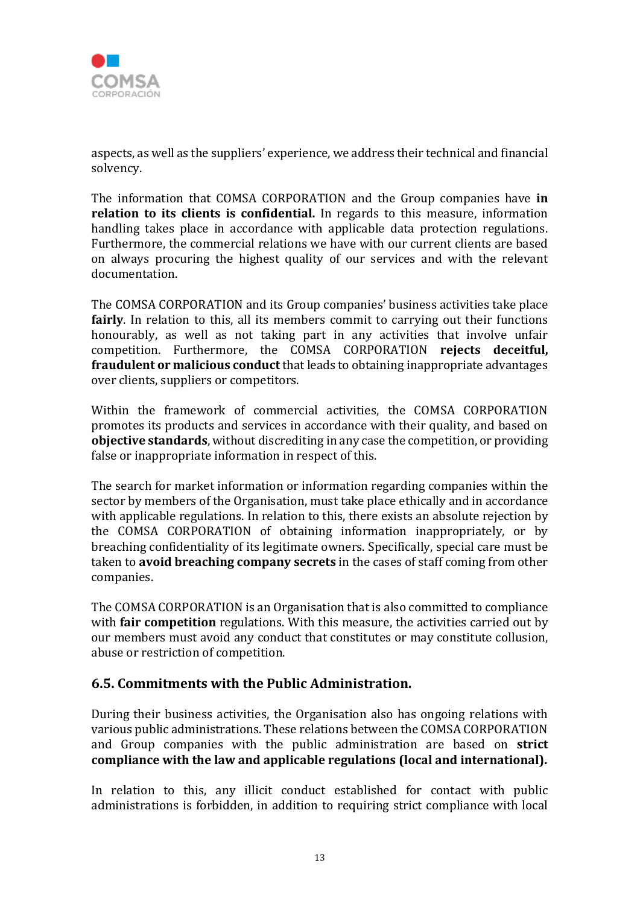aspects, as well as the suppliers' experience, we address their technical and financial solvency.

The information that COMSA CORPORATION and the Group companies have **in relation to its clients is confidential.** In regards to this measure, information handling takes place in accordance with applicable data protection regulations. Furthermore, the commercial relations we have with our current clients are based on always procuring the highest quality of our services and with the relevant documentation.

The COMSA CORPORATION and its Group companies' business activities take place **fairly**. In relation to this, all its members commit to carrying out their functions honourably, as well as not taking part in any activities that involve unfair competition. Furthermore, the COMSA CORPORATION **rejects deceitful, fraudulent or malicious conduct** that leads to obtaining inappropriate advantages over clients, suppliers or competitors.

Within the framework of commercial activities, the COMSA CORPORATION promotes its products and services in accordance with their quality, and based on **objective standards**, without discrediting in any case the competition, or providing false or inappropriate information in respect of this.

The search for market information or information regarding companies within the sector by members of the Organisation, must take place ethically and in accordance with applicable regulations. In relation to this, there exists an absolute rejection by the COMSA CORPORATION of obtaining information inappropriately, or by breaching confidentiality of its legitimate owners. Specifically, special care must be taken to **avoid breaching company secrets** in the cases of staff coming from other companies.

The COMSA CORPORATION is an Organisation that is also committed to compliance with **fair competition** regulations. With this measure, the activities carried out by our members must avoid any conduct that constitutes or may constitute collusion, abuse or restriction of competition.

## 6.5. Commitments with the Public Administration.

During their business activities, the Organisation also has ongoing relations with various public administrations. These relations between the COMSA CORPORATION and Group companies with the public administration are based on **strict compliance with the law and applicable regulations (local and international).**

In relation to this, any illicit conduct established for contact with public administrations is forbidden, in addition to requiring strict compliance with local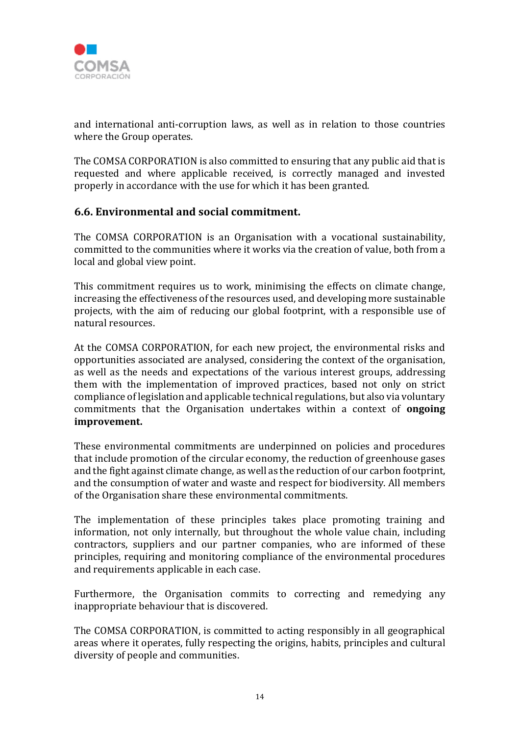and international anti-corruption laws, as well as in relation to those countries where the Group operates.

The COMSA CORPORATION is also committed to ensuring that any public aid that is requested and where applicable received, is correctly managed and invested properly in accordance with the use for which it has been granted.

### 6.6. Environmental and social commitment.

The COMSA CORPORATION is an Organisation with a vocational sustainability, committed to the communities where it works via the creation of value, both from a local and global view point.

This commitment requires us to work, minimising the effects on climate change, increasing the effectiveness of the resources used, and developing more sustainable projects, with the aim of reducing our global footprint, with a responsible use of natural resources.

At the COMSA CORPORATION, for each new project, the environmental risks and opportunities associated are analysed, considering the context of the organisation, as well as the needs and expectations of the various interest groups, addressing them with the implementation of improved practices, based not only on strict compliance of legislation and applicable technical regulations, but also via voluntary commitments that the Organisation undertakes within a context of **ongoing improvement.**

These environmental commitments are underpinned on policies and procedures that include promotion of the circular economy, the reduction of greenhouse gases and the fight against climate change, as well as the reduction of our carbon footprint, and the consumption of water and waste and respect for biodiversity. All members of the Organisation share these environmental commitments.

The implementation of these principles takes place promoting training and information, not only internally, but throughout the whole value chain, including contractors, suppliers and our partner companies, who are informed of these principles, requiring and monitoring compliance of the environmental procedures and requirements applicable in each case.

Furthermore, the Organisation commits to correcting and remedying any inappropriate behaviour that is discovered.

The COMSA CORPORATION, is committed to acting responsibly in all geographical areas where it operates, fully respecting the origins, habits, principles and cultural diversity of people and communities.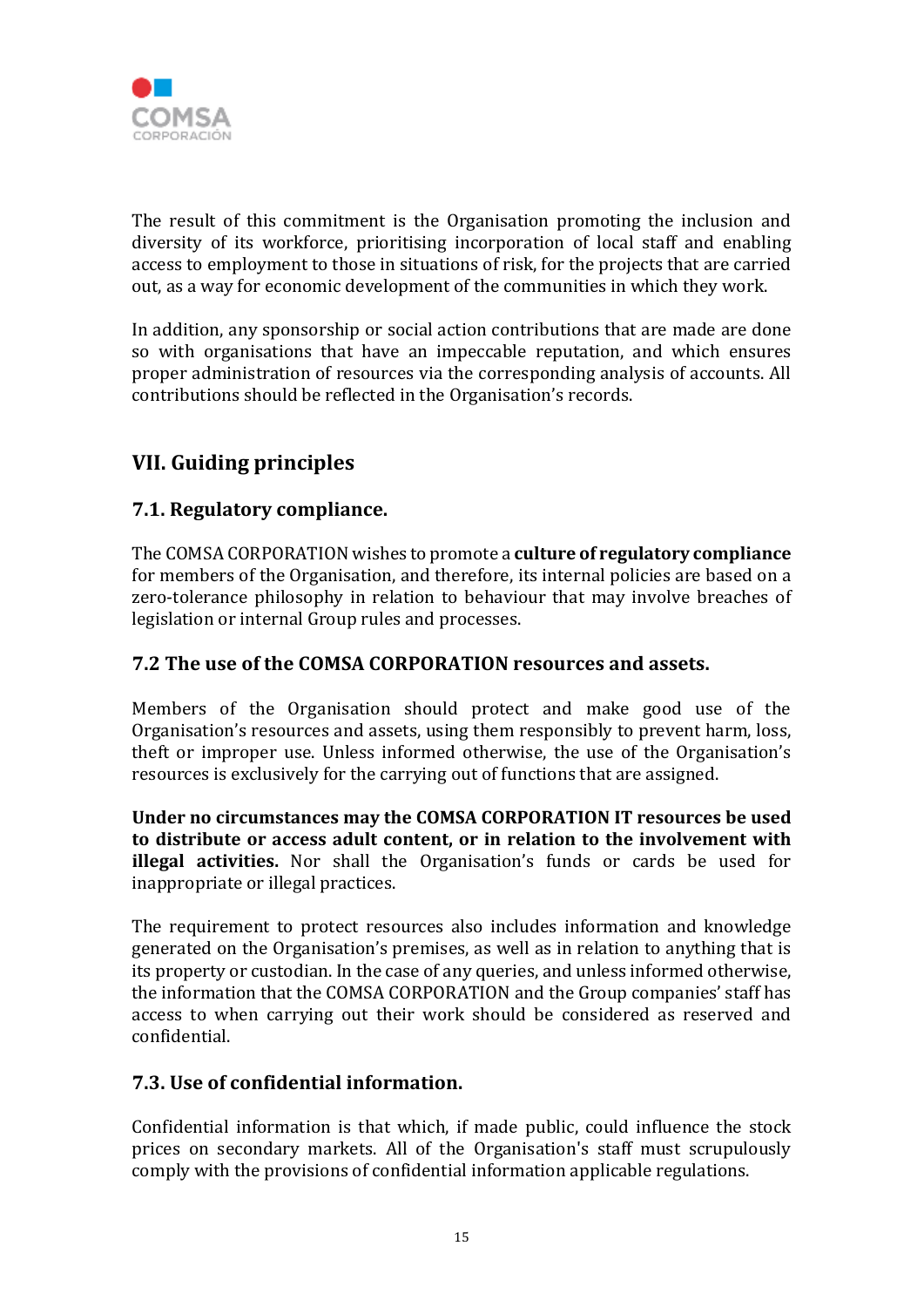The result of this commitment is the Organisation promoting the inclusion and diversity of its workforce, prioritising incorporation of local staff and enabling access to employment to those in situations of risk, for the projects that are carried out, as a way for economic development of the communities in which they work.

In addition, any sponsorship or social action contributions that are made are done so with organisations that have an impeccable reputation, and which ensures proper administration of resources via the corresponding analysis of accounts. All contributions should be reflected in the Organisation's records.

## VII. Guiding principles

### 7.1. Regulatory compliance.

The COMSA CORPORATION wishes to promote a **culture of regulatory compliance** for members of the Organisation, and therefore, its internal policies are based on a zero-tolerance philosophy in relation to behaviour that may involve breaches of legislation or internal Group rules and processes.

### 7.2 The use of the COMSA CORPORATION resources and assets.

Members of the Organisation should protect and make good use of the Organisation's resources and assets, using them responsibly to prevent harm, loss, theft or improper use. Unless informed otherwise, the use of the Organisation's resources is exclusively for the carrying out of functions that are assigned.

**Under no circumstances may the COMSA CORPORATION IT resources be used to distribute or access adult content, or in relation to the involvement with illegal activities.** Nor shall the Organisation's funds or cards be used for inappropriate or illegal practices.

The requirement to protect resources also includes information and knowledge generated on the Organisation's premises, as well as in relation to anything that is its property or custodian. In the case of any queries, and unless informed otherwise, the information that the COMSA CORPORATION and the Group companies' staff has access to when carrying out their work should be considered as reserved and confidential.

### 7.3. Use of confidential information.

Confidential information is that which, if made public, could influence the stock prices on secondary markets. All of the Organisation's staff must scrupulously comply with the provisions of confidential information applicable regulations.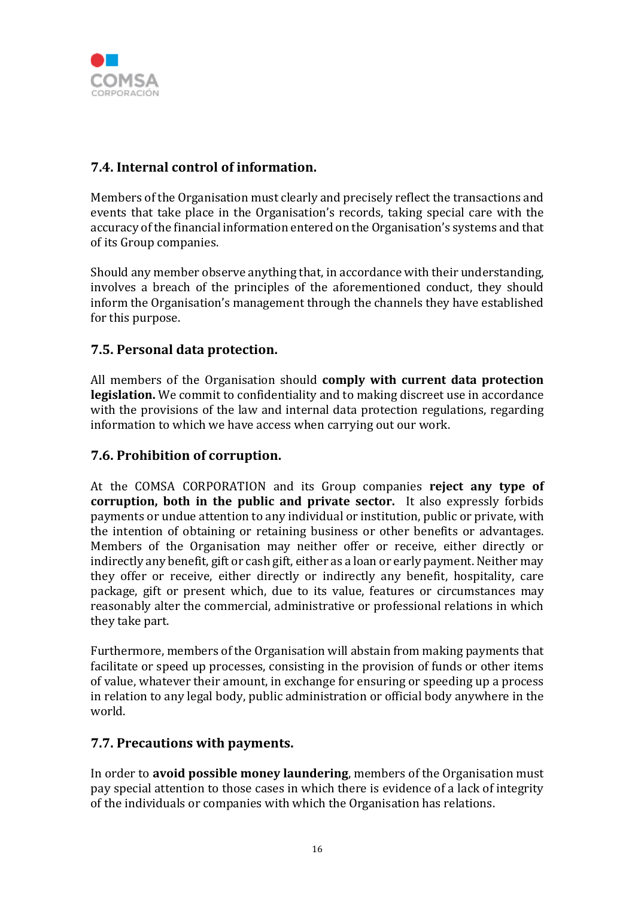### 7.4. Internal control of information.

Members of the Organisation must clearly and precisely reflect the transactions and events that take place in the Organisation's records, taking special care with the accuracy of the financial information entered on the Organisation's systems and that of its Group companies.

Should any member observe anything that, in accordance with their understanding, involves a breach of the principles of the aforementioned conduct, they should inform the Organisation's management through the channels they have established for this purpose.

### 7.5. Personal data protection.

All members of the Organisation should **comply with current data protection legislation.** We commit to confidentiality and to making discreet use in accordance with the provisions of the law and internal data protection regulations, regarding information to which we have access when carrying out our work.

### 7.6. Prohibition of corruption.

At the COMSA CORPORATION and its Group companies **reject any type of corruption, both in the public and private sector.** It also expressly forbids payments or undue attention to any individual or institution, public or private, with the intention of obtaining or retaining business or other benefits or advantages. Members of the Organisation may neither offer or receive, either directly or indirectly any benefit, gift or cash gift, either as a loan or early payment. Neither may they offer or receive, either directly or indirectly any benefit, hospitality, care package, gift or present which, due to its value, features or circumstances may reasonably alter the commercial, administrative or professional relations in which they take part.

Furthermore, members of the Organisation will abstain from making payments that facilitate or speed up processes, consisting in the provision of funds or other items of value, whatever their amount, in exchange for ensuring or speeding up a process in relation to any legal body, public administration or official body anywhere in the world.

### 7.7. Precautions with payments.

In order to **avoid possible money laundering**, members of the Organisation must pay special attention to those cases in which there is evidence of a lack of integrity of the individuals or companies with which the Organisation has relations.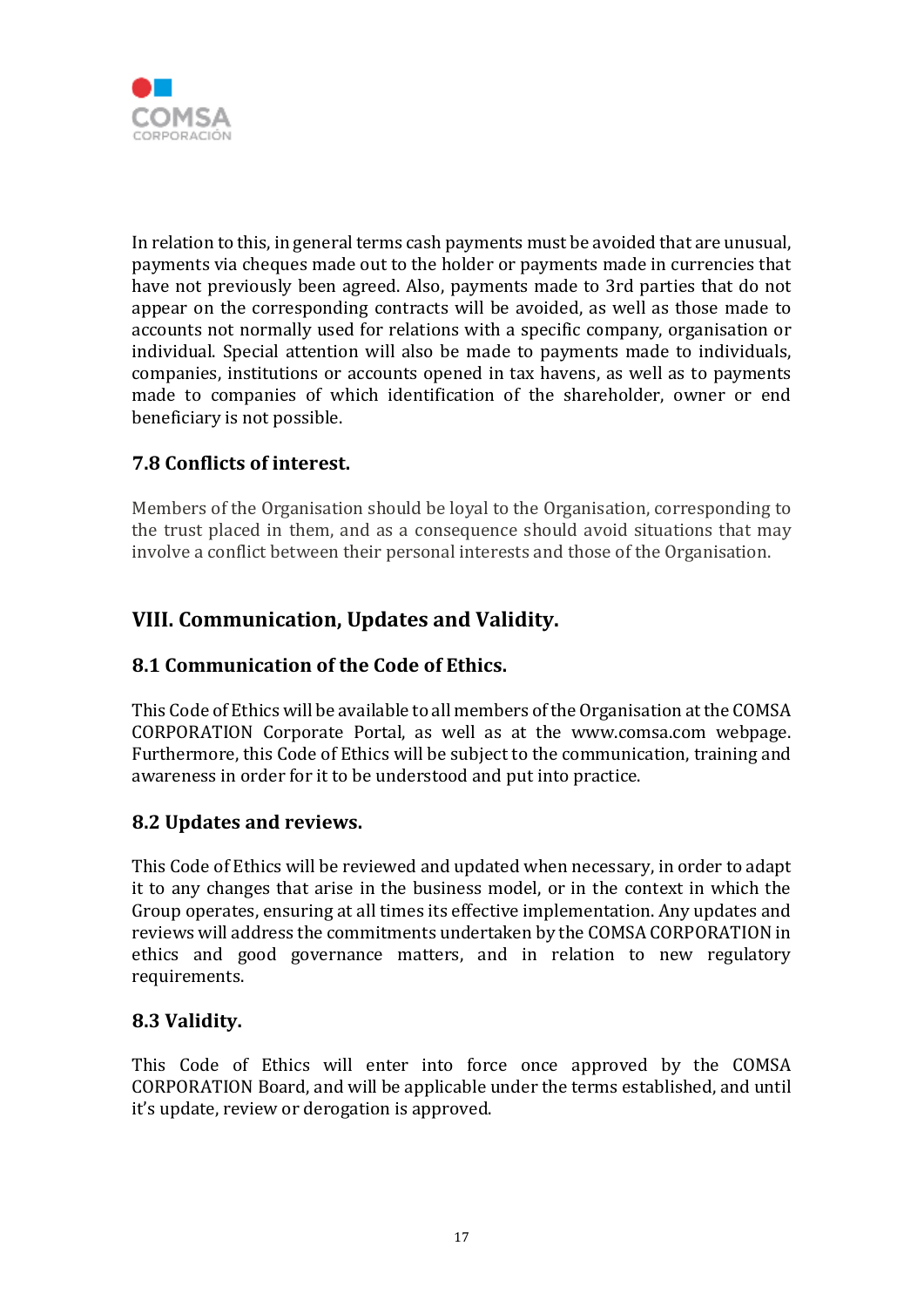In relation to this, in general terms cash payments must be avoided that are unusual, payments via cheques made out to the holder or payments made in currencies that have not previously been agreed. Also, payments made to 3rd parties that do not appear on the corresponding contracts will be avoided, as well as those made to accounts not normally used for relations with a specific company, organisation or individual. Special attention will also be made to payments made to individuals, companies, institutions or accounts opened in tax havens, as well as to payments made to companies of which identification of the shareholder, owner or end beneficiary is not possible.

### 7.8 Conflicts of interest.

Members of the Organisation should be loyal to the Organisation, corresponding to the trust placed in them, and as a consequence should avoid situations that may involve a conflict between their personal interests and those of the Organisation.

## VIII. Communication, Updates and Validity.

### 8.1 Communication of the Code of Ethics.

This Code of Ethics will be available to all members of the Organisation at the COMSA CORPORATION Corporate Portal, as well as at the www.comsa.com webpage. Furthermore, this Code of Ethics will be subject to the communication, training and awareness in order for it to be understood and put into practice.

### 8.2 Updates and reviews.

This Code of Ethics will be reviewed and updated when necessary, in order to adapt it to any changes that arise in the business model, or in the context in which the Group operates, ensuring at all times its effective implementation. Any updates and reviews will address the commitments undertaken by the COMSA CORPORATION in ethics and good governance matters, and in relation to new regulatory requirements.

### 8.3 Validity.

This Code of Ethics will enter into force once approved by the COMSA CORPORATION Board, and will be applicable under the terms established, and until it's update, review or derogation is approved.